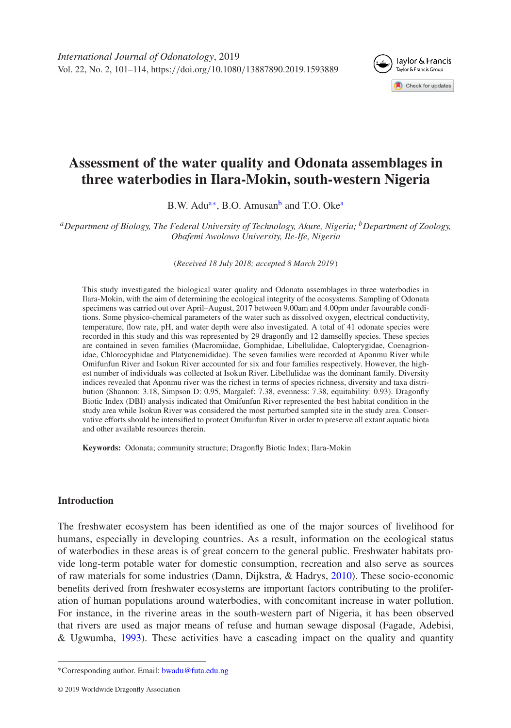# Assessment of the water quality and Odonata assemblages in three waterbodies in Ilara-Mokin, south-western Nigeria

B.W. Adu[a*], B.O. Amusan[b] and T.O. Oke[a]

[a]*Department of Biology, The Federal University of Technology, Akure, Nigeria;* [b]*Department of Zoology, Obafemi Awolowo University, Ile-Ife, Nigeria*

(*Received 18 July 2018; accepted 8 March 2019*)

This study investigated the biological water quality and Odonata assemblages in three waterbodies in Ilara-Mokin, with the aim of determining the ecological integrity of the ecosystems. Sampling of Odonata specimens was carried out over April–August, 2017 between 9.00am and 4.00pm under favourable conditions. Some physico-chemical parameters of the water such as dissolved oxygen, electrical conductivity, temperature, flow rate, pH, and water depth were also investigated. A total of 41 odonate species were recorded in this study and this was represented by 29 dragonfly and 12 damselfly species. These species are contained in seven families (Macromiidae, Gomphidae, Libellulidae, Calopterygidae, Coenagrionidae, Chlorocyphidae and Platycnemididae). The seven families were recorded at Aponmu River while Omifunfun River and Isokun River accounted for six and four families respectively. However, the highest number of individuals was collected at Isokun River. Libellulidae was the dominant family. Diversity indices revealed that Aponmu river was the richest in terms of species richness, diversity and taxa distribution (Shannon: 3.18, Simpson D: 0.95, Margalef: 7.38, evenness: 7.38, equitability: 0.93). Dragonfly Biotic Index (DBI) analysis indicated that Omifunfun River represented the best habitat condition in the study area while Isokun River was considered the most perturbed sampled site in the study area. Conservative efforts should be intensified to protect Omifunfun River in order to preserve all extant aquatic biota and other available resources therein.

**Keywords:** Odonata; community structure; Dragonfly Biotic Index; Ilara-Mokin

## Introduction

The freshwater ecosystem has been identified as one of the major sources of livelihood for humans, especially in developing countries. As a result, information on the ecological status of waterbodies in these areas is of great concern to the general public. Freshwater habitats provide long-term potable water for domestic consumption, recreation and also serve as sources of raw materials for some industries (Damn, Dijkstra, & Hadrys, 2010). These socio-economic benefits derived from freshwater ecosystems are important factors contributing to the proliferation of human populations around waterbodies, with concomitant increase in water pollution. For instance, in the riverine areas in the south-western part of Nigeria, it has been observed that rivers are used as major means of refuse and human sewage disposal (Fagade, Adebisi, & Ugwumba, 1993). These activities have a cascading impact on the quality and quantity

*Corresponding author. Email: bwadu@futa.edu.ng

© 2019 Worldwide Dragonfly Association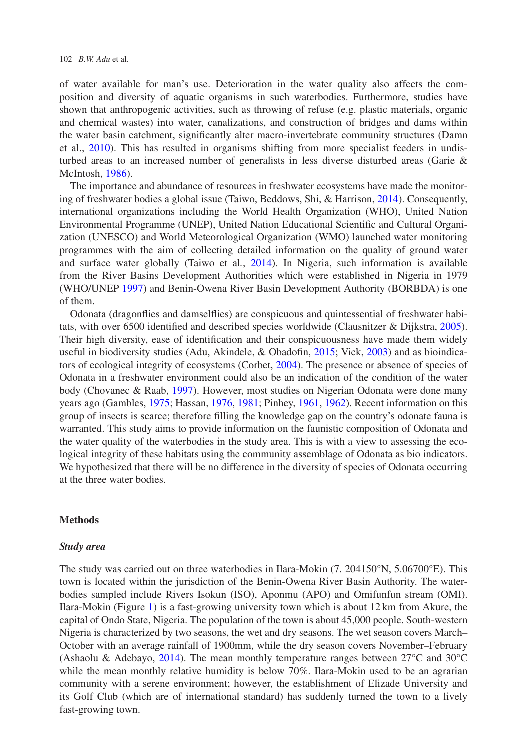of water available for man's use. Deterioration in the water quality also affects the composition and diversity of aquatic organisms in such waterbodies. Furthermore, studies have shown that anthropogenic activities, such as throwing of refuse (e.g. plastic materials, organic and chemical wastes) into water, canalizations, and construction of bridges and dams within the water basin catchment, significantly alter macro-invertebrate community structures (Damn et al., 2010). This has resulted in organisms shifting from more specialist feeders in undisturbed areas to an increased number of generalists in less diverse disturbed areas (Garie & McIntosh, 1986).

The importance and abundance of resources in freshwater ecosystems have made the monitoring of freshwater bodies a global issue (Taiwo, Beddows, Shi, & Harrison, 2014). Consequently, international organizations including the World Health Organization (WHO), United Nation Environmental Programme (UNEP), United Nation Educational Scientific and Cultural Organization (UNESCO) and World Meteorological Organization (WMO) launched water monitoring programmes with the aim of collecting detailed information on the quality of ground water and surface water globally (Taiwo et al., 2014). In Nigeria, such information is available from the River Basins Development Authorities which were established in Nigeria in 1979 (WHO/UNEP 1997) and Benin-Owena River Basin Development Authority (BORBDA) is one of them.

Odonata (dragonflies and damselflies) are conspicuous and quintessential of freshwater habitats, with over 6500 identified and described species worldwide (Clausnitzer & Dijkstra, 2005). Their high diversity, ease of identification and their conspicuousness have made them widely useful in biodiversity studies (Adu, Akindele, & Obadofin, 2015; Vick, 2003) and as bioindicators of ecological integrity of ecosystems (Corbet, 2004). The presence or absence of species of Odonata in a freshwater environment could also be an indication of the condition of the water body (Chovanec & Raab, 1997). However, most studies on Nigerian Odonata were done many years ago (Gambles, 1975; Hassan, 1976, 1981; Pinhey, 1961, 1962). Recent information on this group of insects is scarce; therefore filling the knowledge gap on the country's odonate fauna is warranted. This study aims to provide information on the faunistic composition of Odonata and the water quality of the waterbodies in the study area. This is with a view to assessing the ecological integrity of these habitats using the community assemblage of Odonata as bio indicators. We hypothesized that there will be no difference in the diversity of species of Odonata occurring at the three water bodies.

## Methods

### *Study area*

The study was carried out on three waterbodies in Ilara-Mokin (7. 204150°N, 5.06700°E). This town is located within the jurisdiction of the Benin-Owena River Basin Authority. The waterbodies sampled include Rivers Isokun (ISO), Aponmu (APO) and Omifunfun stream (OMI). Ilara-Mokin (Figure 1) is a fast-growing university town which is about 12 km from Akure, the capital of Ondo State, Nigeria. The population of the town is about 45,000 people. South-western Nigeria is characterized by two seasons, the wet and dry seasons. The wet season covers March–October with an average rainfall of 1900mm, while the dry season covers November–February (Ashaolu & Adebayo, 2014). The mean monthly temperature ranges between 27°C and 30°C while the mean monthly relative humidity is below 70%. Ilara-Mokin used to be an agrarian community with a serene environment; however, the establishment of Elizade University and its Golf Club (which are of international standard) has suddenly turned the town to a lively fast-growing town.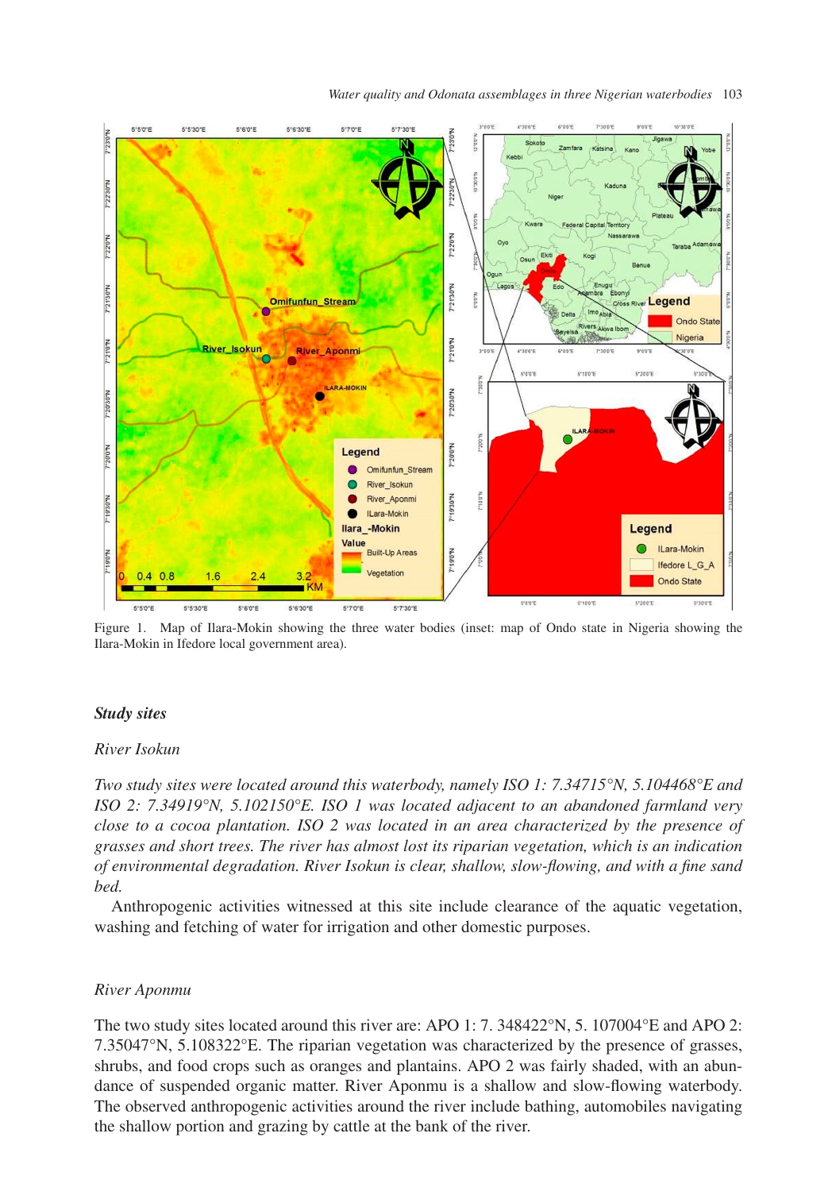Figure 1. Map of Ilara-Mokin showing the three water bodies (inset: map of Ondo state in Nigeria showing the Ilara-Mokin in Ifedore local government area).

### *Study sites*

#### *River Isokun*

*Two study sites were located around this waterbody, namely ISO 1: 7.34715°N, 5.104468°E and ISO 2: 7.34919°N, 5.102150°E. ISO 1 was located adjacent to an abandoned farmland very close to a cocoa plantation. ISO 2 was located in an area characterized by the presence of grasses and short trees. The river has almost lost its riparian vegetation, which is an indication of environmental degradation. River Isokun is clear, shallow, slow-flowing, and with a fine sand bed.*

Anthropogenic activities witnessed at this site include clearance of the aquatic vegetation, washing and fetching of water for irrigation and other domestic purposes.

#### *River Aponmu*

The two study sites located around this river are: APO 1: 7. 348422°N, 5. 107004°E and APO 2: 7.35047°N, 5.108322°E. The riparian vegetation was characterized by the presence of grasses, shrubs, and food crops such as oranges and plantains. APO 2 was fairly shaded, with an abundance of suspended organic matter. River Aponmu is a shallow and slow-flowing waterbody. The observed anthropogenic activities around the river include bathing, automobiles navigating the shallow portion and grazing by cattle at the bank of the river.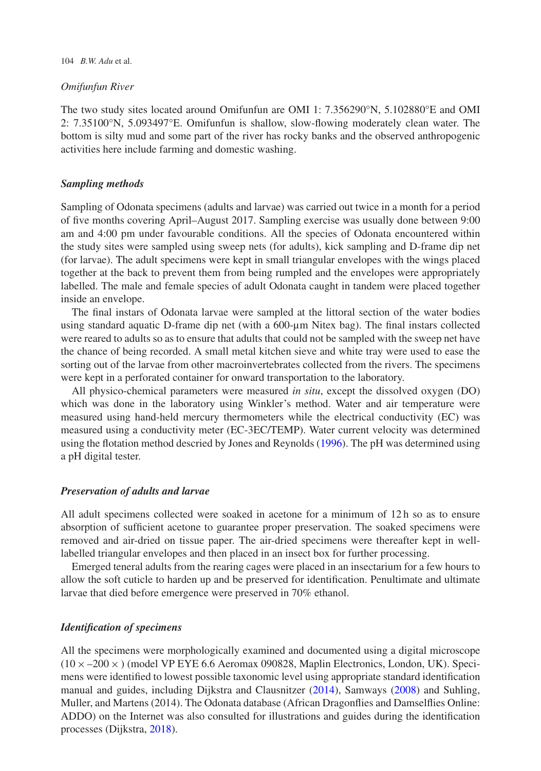*Omifunfun River*

The two study sites located around Omifunfun are OMI 1: 7.356290°N, 5.102880°E and OMI 2: 7.35100°N, 5.093497°E. Omifunfun is shallow, slow-flowing moderately clean water. The bottom is silty mud and some part of the river has rocky banks and the observed anthropogenic activities here include farming and domestic washing.

### Sampling methods

Sampling of Odonata specimens (adults and larvae) was carried out twice in a month for a period of five months covering April–August 2017. Sampling exercise was usually done between 9:00 am and 4:00 pm under favourable conditions. All the species of Odonata encountered within the study sites were sampled using sweep nets (for adults), kick sampling and D-frame dip net (for larvae). The adult specimens were kept in small triangular envelopes with the wings placed together at the back to prevent them from being rumpled and the envelopes were appropriately labelled. The male and female species of adult Odonata caught in tandem were placed together inside an envelope.

The final instars of Odonata larvae were sampled at the littoral section of the water bodies using standard aquatic D-frame dip net (with a 600-μm Nitex bag). The final instars collected were reared to adults so as to ensure that adults that could not be sampled with the sweep net have the chance of being recorded. A small metal kitchen sieve and white tray were used to ease the sorting out of the larvae from other macroinvertebrates collected from the rivers. The specimens were kept in a perforated container for onward transportation to the laboratory.

All physico-chemical parameters were measured *in situ*, except the dissolved oxygen (DO) which was done in the laboratory using Winkler's method. Water and air temperature were measured using hand-held mercury thermometers while the electrical conductivity (EC) was measured using a conductivity meter (EC-3EC/TEMP). Water current velocity was determined using the flotation method descried by Jones and Reynolds (1996). The pH was determined using a pH digital tester.

### Preservation of adults and larvae

All adult specimens collected were soaked in acetone for a minimum of 12 h so as to ensure absorption of sufficient acetone to guarantee proper preservation. The soaked specimens were removed and air-dried on tissue paper. The air-dried specimens were thereafter kept in well-labelled triangular envelopes and then placed in an insect box for further processing.

Emerged teneral adults from the rearing cages were placed in an insectarium for a few hours to allow the soft cuticle to harden up and be preserved for identification. Penultimate and ultimate larvae that died before emergence were preserved in 70% ethanol.

### Identification of specimens

All the specimens were morphologically examined and documented using a digital microscope ($10 \times$ –$200 \times$ ) (model VP EYE 6.6 Aeromax 090828, Maplin Electronics, London, UK). Specimens were identified to lowest possible taxonomic level using appropriate standard identification manual and guides, including Dijkstra and Clausnitzer (2014), Samways (2008) and Suhling, Muller, and Martens (2014). The Odonata database (African Dragonflies and Damselflies Online: ADDO) on the Internet was also consulted for illustrations and guides during the identification processes (Dijkstra, 2018).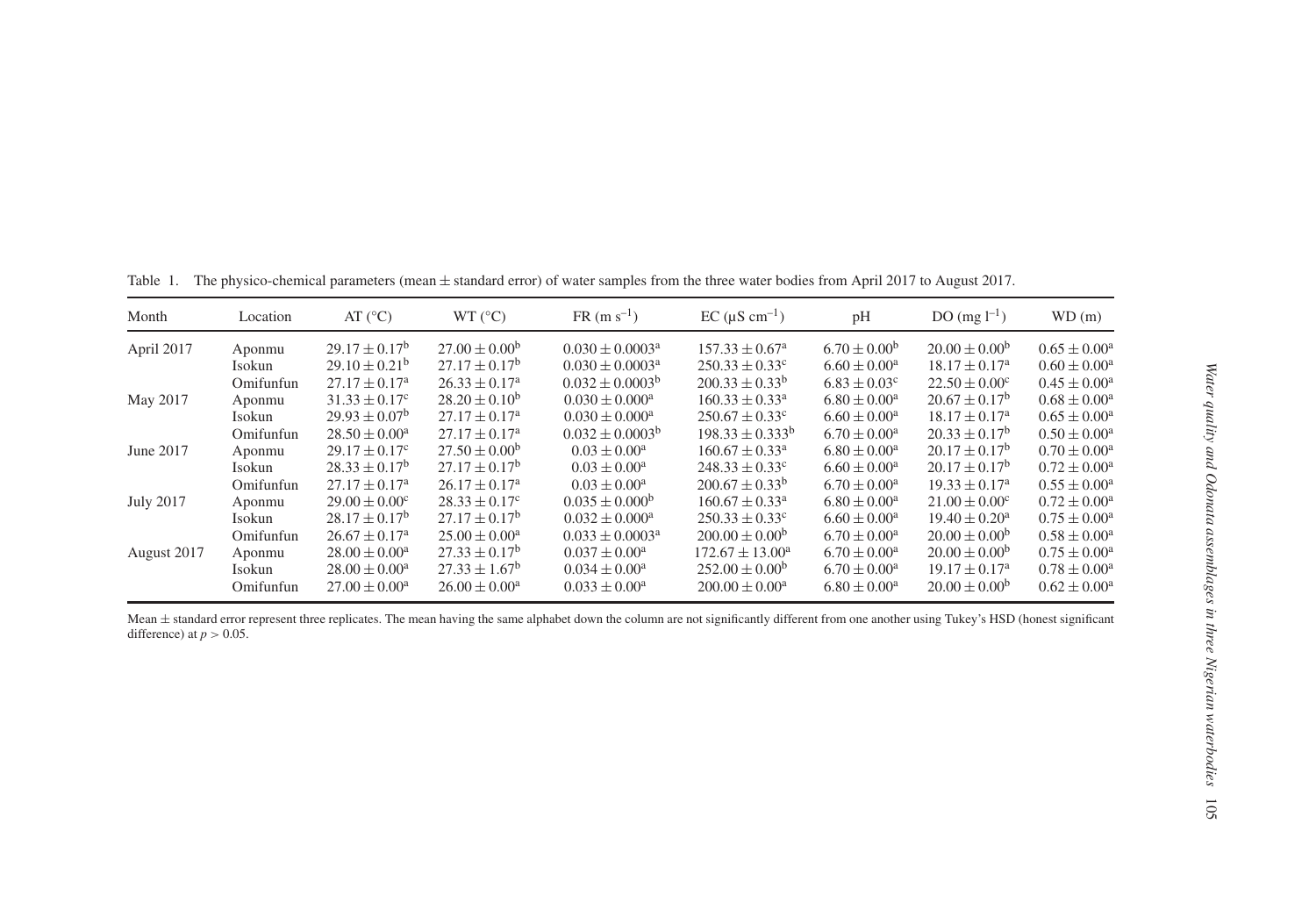Table 1. The physico-chemical parameters (mean ± standard error) of water samples from the three water bodies from April 2017 to August 2017.

| Month | Location | AT (°C) | WT (°C) | FR (m $s^{-1}$) | EC (μS $cm^{-1}$) | pH | DO (mg $l^{-1}$) | WD (m) |
|---|---|---|---|---|---|---|---|---|
| April 2017 | Aponmu | $29.17 \pm 0.17^{b}$ | $27.00 \pm 0.00^{b}$ | $0.030 \pm 0.0003^{a}$ | $157.33 \pm 0.67^{a}$ | $6.70 \pm 0.00^{b}$ | $20.00 \pm 0.00^{b}$ | $0.65 \pm 0.00^{a}$ |
| | Isokun | $29.10 \pm 0.21^{b}$ | $27.17 \pm 0.17^{b}$ | $0.030 \pm 0.0003^{a}$ | $250.33 \pm 0.33^{c}$ | $6.60 \pm 0.00^{a}$ | $18.17 \pm 0.17^{a}$ | $0.60 \pm 0.00^{a}$ |
| | Omifunfun | $27.17 \pm 0.17^{a}$ | $26.33 \pm 0.17^{a}$ | $0.032 \pm 0.0003^{b}$ | $200.33 \pm 0.33^{b}$ | $6.83 \pm 0.03^{c}$ | $22.50 \pm 0.00^{c}$ | $0.45 \pm 0.00^{a}$ |
| May 2017 | Aponmu | $31.33 \pm 0.17^{c}$ | $28.20 \pm 0.10^{b}$ | $0.030 \pm 0.000^{a}$ | $160.33 \pm 0.33^{a}$ | $6.80 \pm 0.00^{a}$ | $20.67 \pm 0.17^{b}$ | $0.68 \pm 0.00^{a}$ |
| | Isokun | $29.93 \pm 0.07^{b}$ | $27.17 \pm 0.17^{a}$ | $0.030 \pm 0.000^{a}$ | $250.67 \pm 0.33^{c}$ | $6.60 \pm 0.00^{a}$ | $18.17 \pm 0.17^{a}$ | $0.65 \pm 0.00^{a}$ |
| | Omifunfun | $28.50 \pm 0.00^{a}$ | $27.17 \pm 0.17^{a}$ | $0.032 \pm 0.0003^{b}$ | $198.33 \pm 0.333^{b}$ | $6.70 \pm 0.00^{a}$ | $20.33 \pm 0.17^{b}$ | $0.50 \pm 0.00^{a}$ |
| June 2017 | Aponmu | $29.17 \pm 0.17^{c}$ | $27.50 \pm 0.00^{b}$ | $0.03 \pm 0.00^{a}$ | $160.67 \pm 0.33^{a}$ | $6.80 \pm 0.00^{a}$ | $20.17 \pm 0.17^{b}$ | $0.70 \pm 0.00^{a}$ |
| | Isokun | $28.33 \pm 0.17^{b}$ | $27.17 \pm 0.17^{b}$ | $0.03 \pm 0.00^{a}$ | $248.33 \pm 0.33^{c}$ | $6.60 \pm 0.00^{a}$ | $20.17 \pm 0.17^{b}$ | $0.72 \pm 0.00^{a}$ |
| | Omifunfun | $27.17 \pm 0.17^{a}$ | $26.17 \pm 0.17^{a}$ | $0.03 \pm 0.00^{a}$ | $200.67 \pm 0.33^{b}$ | $6.70 \pm 0.00^{a}$ | $19.33 \pm 0.17^{a}$ | $0.55 \pm 0.00^{a}$ |
| July 2017 | Aponmu | $29.00 \pm 0.00^{c}$ | $28.33 \pm 0.17^{c}$ | $0.035 \pm 0.000^{b}$ | $160.67 \pm 0.33^{a}$ | $6.80 \pm 0.00^{a}$ | $21.00 \pm 0.00^{c}$ | $0.72 \pm 0.00^{a}$ |
| | Isokun | $28.17 \pm 0.17^{b}$ | $27.17 \pm 0.17^{b}$ | $0.032 \pm 0.000^{a}$ | $250.33 \pm 0.33^{c}$ | $6.60 \pm 0.00^{a}$ | $19.40 \pm 0.20^{a}$ | $0.75 \pm 0.00^{a}$ |
| | Omifunfun | $26.67 \pm 0.17^{a}$ | $25.00 \pm 0.00^{a}$ | $0.033 \pm 0.0003^{a}$ | $200.00 \pm 0.00^{b}$ | $6.70 \pm 0.00^{a}$ | $20.00 \pm 0.00^{b}$ | $0.58 \pm 0.00^{a}$ |
| August 2017 | Aponmu | $28.00 \pm 0.00^{a}$ | $27.33 \pm 0.17^{b}$ | $0.037 \pm 0.00^{a}$ | $172.67 \pm 13.00^{a}$ | $6.70 \pm 0.00^{a}$ | $20.00 \pm 0.00^{b}$ | $0.75 \pm 0.00^{a}$ |
| | Isokun | $28.00 \pm 0.00^{a}$ | $27.33 \pm 1.67^{b}$ | $0.034 \pm 0.00^{a}$ | $252.00 \pm 0.00^{b}$ | $6.70 \pm 0.00^{a}$ | $19.17 \pm 0.17^{a}$ | $0.78 \pm 0.00^{a}$ |
| | Omifunfun | $27.00 \pm 0.00^{a}$ | $26.00 \pm 0.00^{a}$ | $0.033 \pm 0.00^{a}$ | $200.00 \pm 0.00^{a}$ | $6.80 \pm 0.00^{a}$ | $20.00 \pm 0.00^{b}$ | $0.62 \pm 0.00^{a}$ |

Mean ± standard error represent three replicates. The mean having the same alphabet down the column are not significantly different from one another using Tukey's HSD (honest significant difference) at $p > 0.05$.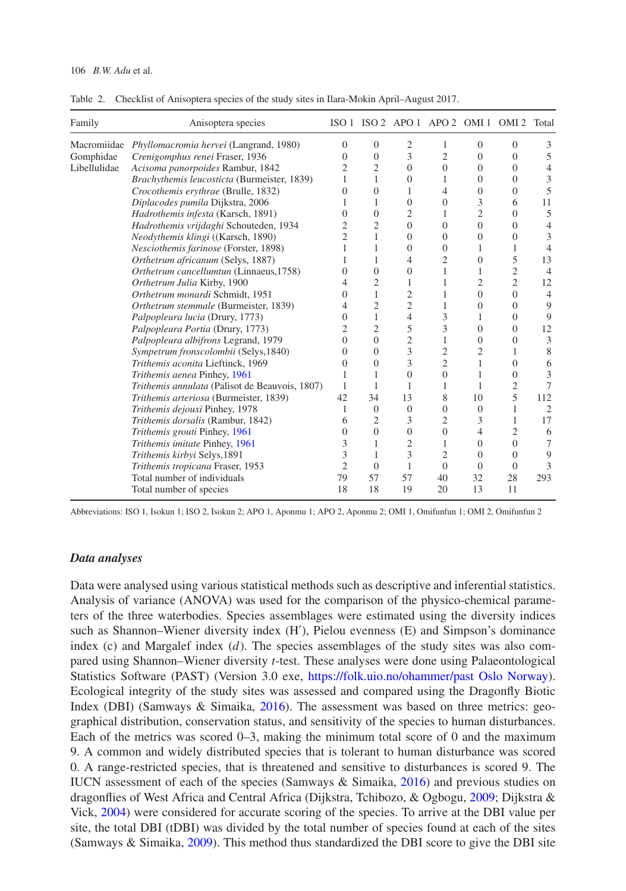Table 2. Checklist of Anisoptera species of the study sites in Ilara-Mokin April–August 2017.

| Family | Anisoptera species | ISO 1 | ISO 2 | APO 1 | APO 2 | OMI 1 | OMI 2 | Total |
|---|---|---|---|---|---|---|---|---|
| Macromiidae | *Phyllomacromia hervei* (Langrand, 1980) | 0 | 0 | 2 | 1 | 0 | 0 | 3 |
| Gomphidae | *Crenigomphus renei* Fraser, 1936 | 0 | 0 | 3 | 2 | 0 | 0 | 5 |
| Libellulidae | *Acisoma panorpoides* Rambur, 1842 | 2 | 2 | 0 | 0 | 0 | 0 | 4 |
| | *Brachythemis leucosticta* (Burmeister, 1839) | 1 | 1 | 0 | 1 | 0 | 0 | 3 |
| | *Crocothemis erythrae* (Brulle, 1832) | 0 | 0 | 1 | 4 | 0 | 0 | 5 |
| | *Diplacodes pumila* Dijkstra, 2006 | 1 | 1 | 0 | 0 | 3 | 6 | 11 |
| | *Hadrothemis infesta* (Karsch, 1891) | 0 | 0 | 2 | 1 | 2 | 0 | 5 |
| | *Hadrothemis vrijdaghi* Schouteden, 1934 | 2 | 2 | 0 | 0 | 0 | 0 | 4 |
| | *Neodythemis klingi* ((Karsch, 1890) | 2 | 1 | 0 | 0 | 0 | 0 | 3 |
| | *Nesciothemis farinose* (Forster, 1898) | 1 | 1 | 0 | 0 | 1 | 1 | 4 |
| | *Orthetrum africanum* (Selys, 1887) | 1 | 1 | 4 | 2 | 0 | 5 | 13 |
| | *Orthetrum cancellumtun* (Linnaeus,1758) | 0 | 0 | 0 | 1 | 1 | 2 | 4 |
| | *Orthetrum Julia* Kirby, 1900 | 4 | 2 | 1 | 1 | 2 | 2 | 12 |
| | *Orthetrum monardi* Schmidt, 1951 | 0 | 1 | 2 | 1 | 0 | 0 | 4 |
| | *Orthetrum stemmale* (Burmeister, 1839) | 4 | 2 | 2 | 1 | 0 | 0 | 9 |
| | *Palpopleura lucia* (Drury, 1773) | 0 | 1 | 4 | 3 | 1 | 0 | 9 |
| | *Palpopleura Portia* (Drury, 1773) | 2 | 2 | 5 | 3 | 0 | 0 | 12 |
| | *Palpopleura albifrons* Legrand, 1979 | 0 | 0 | 2 | 1 | 0 | 0 | 3 |
| | *Sympetrum fronscolombii* (Selys,1840) | 0 | 0 | 3 | 2 | 2 | 1 | 8 |
| | *Trithemis aconita* Lieftinck, 1969 | 0 | 0 | 3 | 2 | 1 | 0 | 6 |
| | *Trithemis aenea* Pinhey, 1961 | 1 | 1 | 0 | 0 | 1 | 0 | 3 |
| | *Trithemis annulata* (Palisot de Beauvois, 1807) | 1 | 1 | 1 | 1 | 1 | 2 | 7 |
| | *Trithemis arteriosa* (Burmeister, 1839) | 42 | 34 | 13 | 8 | 10 | 5 | 112 |
| | *Trithemis dejouxi* Pinhey, 1978 | 1 | 0 | 0 | 0 | 0 | 1 | 2 |
| | *Trithemis dorsalis* (Rambur, 1842) | 6 | 2 | 3 | 2 | 3 | 1 | 17 |
| | *Trithemis grouti* Pinhey, 1961 | 0 | 0 | 0 | 0 | 4 | 2 | 6 |
| | *Trithemis imitate* Pinhey, 1961 | 3 | 1 | 2 | 1 | 0 | 0 | 7 |
| | *Trithemis kirbyi* Selys,1891 | 3 | 1 | 3 | 2 | 0 | 0 | 9 |
| | *Trithemis tropicana* Fraser, 1953 | 2 | 0 | 1 | 0 | 0 | 0 | 3 |
| | Total number of individuals | 79 | 57 | 57 | 40 | 32 | 28 | 293 |
| | Total number of species | 18 | 18 | 19 | 20 | 13 | 11 | |

Abbreviations: ISO 1, Isokun 1; ISO 2, Isokun 2; APO 1, Aponmu 1; APO 2, Aponmu 2; OMI 1, Omifunfun 1; OMI 2, Omifunfun 2

### *Data analyses*

Data were analysed using various statistical methods such as descriptive and inferential statistics. Analysis of variance (ANOVA) was used for the comparison of the physico-chemical parameters of the three waterbodies. Species assemblages were estimated using the diversity indices such as Shannon–Wiener diversity index (H′), Pielou evenness (E) and Simpson's dominance index (c) and Margalef index (*d*). The species assemblages of the study sites was also compared using Shannon–Wiener diversity *t*-test. These analyses were done using Palaeontological Statistics Software (PAST) (Version 3.0 exe, https://folk.uio.no/ohammer/past Oslo Norway). Ecological integrity of the study sites was assessed and compared using the Dragonfly Biotic Index (DBI) (Samways & Simaika, 2016). The assessment was based on three metrics: geographical distribution, conservation status, and sensitivity of the species to human disturbances. Each of the metrics was scored 0–3, making the minimum total score of 0 and the maximum 9. A common and widely distributed species that is tolerant to human disturbance was scored 0. A range-restricted species, that is threatened and sensitive to disturbances is scored 9. The IUCN assessment of each of the species (Samways & Simaika, 2016) and previous studies on dragonflies of West Africa and Central Africa (Dijkstra, Tchibozo, & Ogbogu, 2009; Dijkstra & Vick, 2004) were considered for accurate scoring of the species. To arrive at the DBI value per site, the total DBI (tDBI) was divided by the total number of species found at each of the sites (Samways & Simaika, 2009). This method thus standardized the DBI score to give the DBI site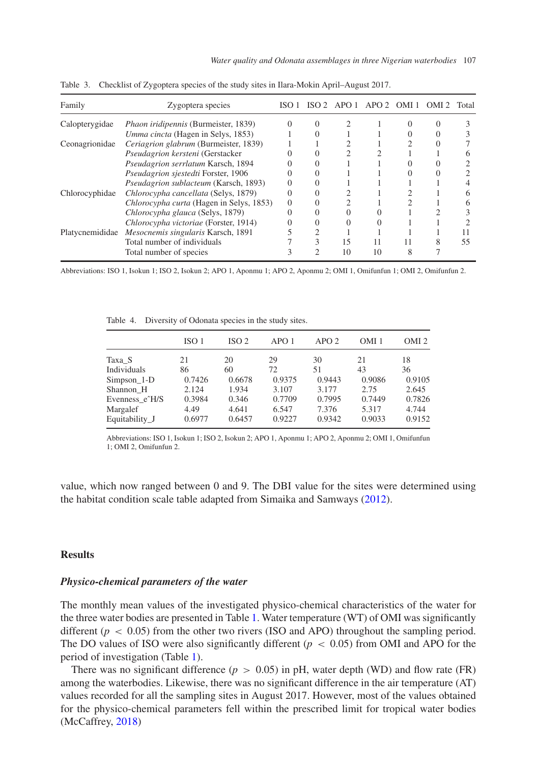Table 3. Checklist of Zygoptera species of the study sites in Ilara-Mokin April–August 2017.

| Family | Zygoptera species | ISO 1 | ISO 2 | APO 1 | APO 2 | OMI 1 | OMI 2 | Total |
|---|---|---|---|---|---|---|---|---|
| Calopterygidae | *Phaon iridipennis* (Burmeister, 1839) | 0 | 0 | 2 | 1 | 0 | 0 | 3 |
| | *Umma cincta* (Hagen in Selys, 1853) | 1 | 0 | 1 | 1 | 0 | 0 | 3 |
| Ceonagrionidae | *Ceriagrion glabrum* (Burmeister, 1839) | 1 | 1 | 2 | 1 | 2 | 0 | 7 |
| | *Pseudagrion kersteni* (Gerstacker | 0 | 0 | 2 | 2 | 1 | 1 | 6 |
| | *Pseudagrion serrlatum* Karsch, 1894 | 0 | 0 | 1 | 1 | 0 | 0 | 2 |
| | *Pseudagrion sjestedti* Forster, 1906 | 0 | 0 | 1 | 1 | 0 | 0 | 2 |
| | *Pseudagrion sublacteum* (Karsch, 1893) | 0 | 0 | 1 | 1 | 1 | 1 | 4 |
| Chlorocyphidae | *Chlorocypha cancellata* (Selys, 1879) | 0 | 0 | 2 | 1 | 2 | 1 | 6 |
| | *Chlorocypha curta* (Hagen in Selys, 1853) | 0 | 0 | 2 | 1 | 2 | 1 | 6 |
| | *Chlorocypha glauca* (Selys, 1879) | 0 | 0 | 0 | 0 | 1 | 2 | 3 |
| | *Chlorocypha victoriae* (Forster, 1914) | 0 | 0 | 0 | 0 | 1 | 1 | 2 |
| Platycnemididae | *Mesocnemis singularis* Karsch, 1891 | 5 | 2 | 1 | 1 | 1 | 1 | 11 |
| | Total number of individuals | 7 | 3 | 15 | 11 | 11 | 8 | 55 |
| | Total number of species | 3 | 2 | 10 | 10 | 8 | 7 | |

Abbreviations: ISO 1, Isokun 1; ISO 2, Isokun 2; APO 1, Aponmu 1; APO 2, Aponmu 2; OMI 1, Omifunfun 1; OMI 2, Omifunfun 2.

Table 4. Diversity of Odonata species in the study sites.

| | ISO 1 | ISO 2 | APO 1 | APO 2 | OMI 1 | OMI 2 |
|---|---|---|---|---|---|---|
| Taxa_S | 21 | 20 | 29 | 30 | 21 | 18 |
| Individuals | 86 | 60 | 72 | 51 | 43 | 36 |
| Simpson_1-D | 0.7426 | 0.6678 | 0.9375 | 0.9443 | 0.9086 | 0.9105 |
| Shannon_H | 2.124 | 1.934 | 3.107 | 3.177 | 2.75 | 2.645 |
| Evenness_e^H/S | 0.3984 | 0.346 | 0.7709 | 0.7995 | 0.7449 | 0.7826 |
| Margalef | 4.49 | 4.641 | 6.547 | 7.376 | 5.317 | 4.744 |
| Equitability_J | 0.6977 | 0.6457 | 0.9227 | 0.9342 | 0.9033 | 0.9152 |

Abbreviations: ISO 1, Isokun 1; ISO 2, Isokun 2; APO 1, Aponmu 1; APO 2, Aponmu 2; OMI 1, Omifunfun 1; OMI 2, Omifunfun 2.

value, which now ranged between 0 and 9. The DBI value for the sites were determined using the habitat condition scale table adapted from Simaika and Samways (2012).

## Results

### *Physico-chemical parameters of the water*

The monthly mean values of the investigated physico-chemical characteristics of the water for the three water bodies are presented in Table 1. Water temperature (WT) of OMI was significantly different ($p < 0.05$) from the other two rivers (ISO and APO) throughout the sampling period. The DO values of ISO were also significantly different ($p < 0.05$) from OMI and APO for the period of investigation (Table 1).

There was no significant difference ($p > 0.05$) in pH, water depth (WD) and flow rate (FR) among the waterbodies. Likewise, there was no significant difference in the air temperature (AT) values recorded for all the sampling sites in August 2017. However, most of the values obtained for the physico-chemical parameters fell within the prescribed limit for tropical water bodies (McCaffrey, 2018)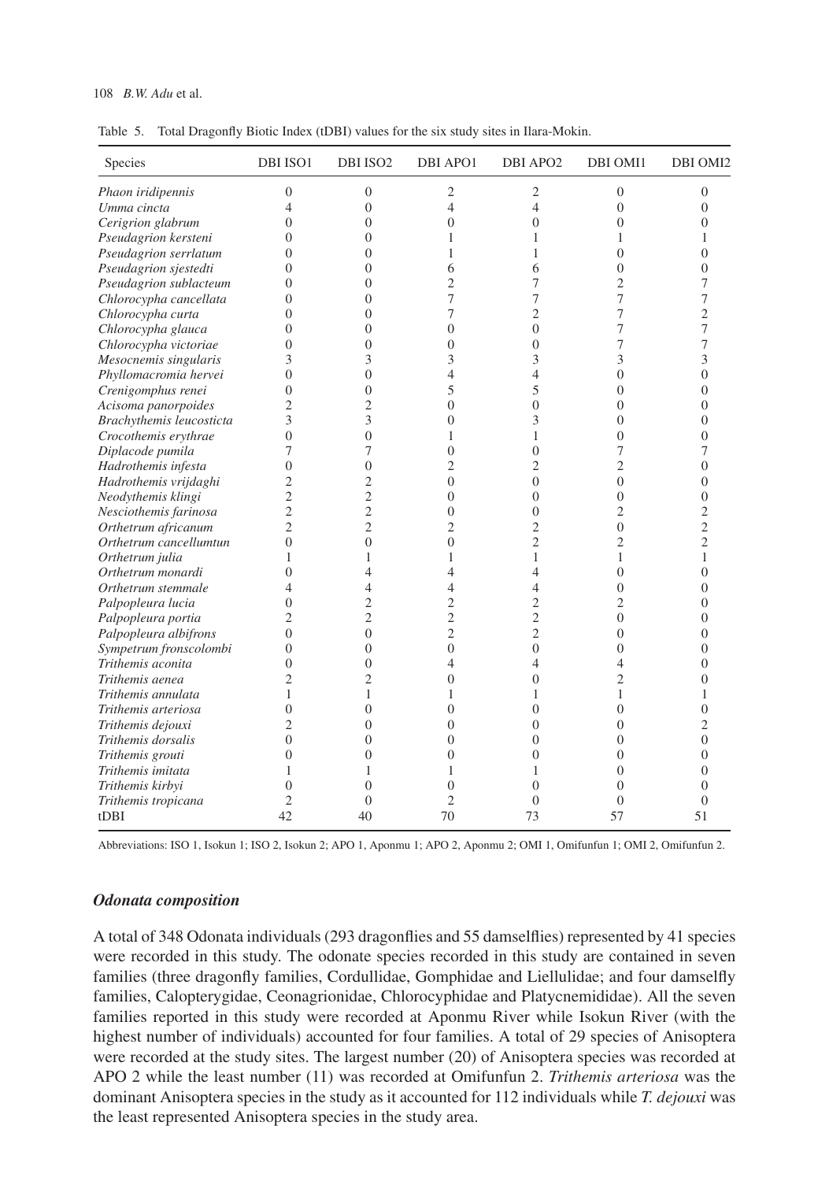Table 5. Total Dragonfly Biotic Index (tDBI) values for the six study sites in Ilara-Mokin.

| Species | DBI ISO1 | DBI ISO2 | DBI APO1 | DBI APO2 | DBI OMI1 | DBI OMI2 |
|---|---|---|---|---|---|---|
| *Phaon iridipennis* | 0 | 0 | 2 | 2 | 0 | 0 |
| *Umma cincta* | 4 | 0 | 4 | 4 | 0 | 0 |
| *Cerigrion glabrum* | 0 | 0 | 0 | 0 | 0 | 0 |
| *Pseudagrion kersteni* | 0 | 0 | 1 | 1 | 1 | 1 |
| *Pseudagrion serrlatum* | 0 | 0 | 1 | 1 | 0 | 0 |
| *Pseudagrion sjestedti* | 0 | 0 | 6 | 6 | 0 | 0 |
| *Pseudagrion sublacteum* | 0 | 0 | 2 | 7 | 2 | 7 |
| *Chlorocypha cancellata* | 0 | 0 | 7 | 7 | 7 | 7 |
| *Chlorocypha curta* | 0 | 0 | 7 | 2 | 7 | 2 |
| *Chlorocypha glauca* | 0 | 0 | 0 | 0 | 7 | 7 |
| *Chlorocypha victoriae* | 0 | 0 | 0 | 0 | 7 | 7 |
| *Mesocnemis singularis* | 3 | 3 | 3 | 3 | 3 | 3 |
| *Phyllomacromia hervei* | 0 | 0 | 4 | 4 | 0 | 0 |
| *Crenigomphus renei* | 0 | 0 | 5 | 5 | 0 | 0 |
| *Acisoma panorpoides* | 2 | 2 | 0 | 0 | 0 | 0 |
| *Brachythemis leucosticta* | 3 | 3 | 0 | 3 | 0 | 0 |
| *Crocothemis erythrae* | 0 | 0 | 1 | 1 | 0 | 0 |
| *Diplacode pumila* | 7 | 7 | 0 | 0 | 7 | 7 |
| *Hadrothemis infesta* | 0 | 0 | 2 | 2 | 2 | 0 |
| *Hadrothemis vrijdaghi* | 2 | 2 | 0 | 0 | 0 | 0 |
| *Neodythemis klingi* | 2 | 2 | 0 | 0 | 0 | 0 |
| *Nesciothemis farinosa* | 2 | 2 | 0 | 0 | 2 | 2 |
| *Orthetrum africanum* | 2 | 2 | 2 | 2 | 0 | 2 |
| *Orthetrum cancellumtun* | 0 | 0 | 0 | 2 | 2 | 2 |
| *Orthetrum julia* | 1 | 1 | 1 | 1 | 1 | 1 |
| *Orthetrum monardi* | 0 | 4 | 4 | 4 | 0 | 0 |
| *Orthetrum stemmale* | 4 | 4 | 4 | 4 | 0 | 0 |
| *Palpopleura lucia* | 0 | 2 | 2 | 2 | 2 | 0 |
| *Palpopleura portia* | 2 | 2 | 2 | 2 | 0 | 0 |
| *Palpopleura albifrons* | 0 | 0 | 2 | 2 | 0 | 0 |
| *Sympetrum fronscolombi* | 0 | 0 | 0 | 0 | 0 | 0 |
| *Trithemis aconita* | 0 | 0 | 4 | 4 | 4 | 0 |
| *Trithemis aenea* | 2 | 2 | 0 | 0 | 2 | 0 |
| *Trithemis annulata* | 1 | 1 | 1 | 1 | 1 | 1 |
| *Trithemis arteriosa* | 0 | 0 | 0 | 0 | 0 | 0 |
| *Trithemis dejouxi* | 2 | 0 | 0 | 0 | 0 | 2 |
| *Trithemis dorsalis* | 0 | 0 | 0 | 0 | 0 | 0 |
| *Trithemis grouti* | 0 | 0 | 0 | 0 | 0 | 0 |
| *Trithemis imitata* | 1 | 1 | 1 | 1 | 0 | 0 |
| *Trithemis kirbyi* | 0 | 0 | 0 | 0 | 0 | 0 |
| *Trithemis tropicana* | 2 | 0 | 2 | 0 | 0 | 0 |
| tDBI | 42 | 40 | 70 | 73 | 57 | 51 |

Abbreviations: ISO 1, Isokun 1; ISO 2, Isokun 2; APO 1, Aponmu 1; APO 2, Aponmu 2; OMI 1, Omifunfun 1; OMI 2, Omifunfun 2.

### *Odonata composition*

A total of 348 Odonata individuals (293 dragonflies and 55 damselflies) represented by 41 species were recorded in this study. The odonate species recorded in this study are contained in seven families (three dragonfly families, Cordullidae, Gomphidae and Liellulidae; and four damselfly families, Calopterygidae, Ceonagrionidae, Chlorocyphidae and Platycnemididae). All the seven families reported in this study were recorded at Aponmu River while Isokun River (with the highest number of individuals) accounted for four families. A total of 29 species of Anisoptera were recorded at the study sites. The largest number (20) of Anisoptera species was recorded at APO 2 while the least number (11) was recorded at Omifunfun 2. *Trithemis arteriosa* was the dominant Anisoptera species in the study as it accounted for 112 individuals while *T. dejouxi* was the least represented Anisoptera species in the study area.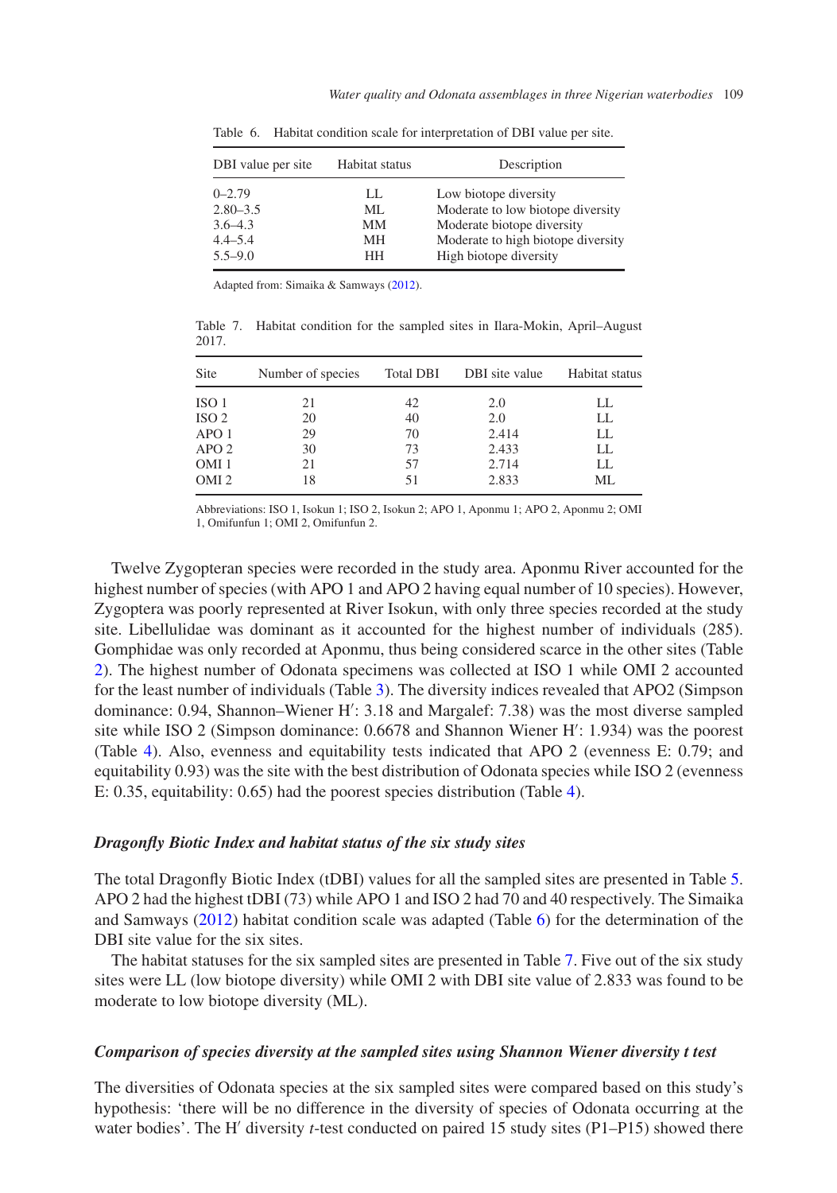Table 6. Habitat condition scale for interpretation of DBI value per site.

| DBI value per site | Habitat status | Description |
|---|---|---|
| 0–2.79 | LL | Low biotope diversity |
| 2.80–3.5 | ML | Moderate to low biotope diversity |
| 3.6–4.3 | MM | Moderate biotope diversity |
| 4.4–5.4 | MH | Moderate to high biotope diversity |
| 5.5–9.0 | HH | High biotope diversity |

Adapted from: Simaika & Samways (2012).

Table 7. Habitat condition for the sampled sites in Ilara-Mokin, April–August 2017.

| Site | Number of species | Total DBI | DBI site value | Habitat status |
|---|---|---|---|---|
| ISO 1 | 21 | 42 | 2.0 | LL |
| ISO 2 | 20 | 40 | 2.0 | LL |
| APO 1 | 29 | 70 | 2.414 | LL |
| APO 2 | 30 | 73 | 2.433 | LL |
| OMI 1 | 21 | 57 | 2.714 | LL |
| OMI 2 | 18 | 51 | 2.833 | ML |

Abbreviations: ISO 1, Isokun 1; ISO 2, Isokun 2; APO 1, Aponmu 1; APO 2, Aponmu 2; OMI 1, Omifunfun 1; OMI 2, Omifunfun 2.

Twelve Zygopteran species were recorded in the study area. Aponmu River accounted for the highest number of species (with APO 1 and APO 2 having equal number of 10 species). However, Zygoptera was poorly represented at River Isokun, with only three species recorded at the study site. Libellulidae was dominant as it accounted for the highest number of individuals (285). Gomphidae was only recorded at Aponmu, thus being considered scarce in the other sites (Table 2). The highest number of Odonata specimens was collected at ISO 1 while OMI 2 accounted for the least number of individuals (Table 3). The diversity indices revealed that APO2 (Simpson dominance: 0.94, Shannon–Wiener H′: 3.18 and Margalef: 7.38) was the most diverse sampled site while ISO 2 (Simpson dominance: 0.6678 and Shannon Wiener H′: 1.934) was the poorest (Table 4). Also, evenness and equitability tests indicated that APO 2 (evenness E: 0.79; and equitability 0.93) was the site with the best distribution of Odonata species while ISO 2 (evenness E: 0.35, equitability: 0.65) had the poorest species distribution (Table 4).

### *Dragonfly Biotic Index and habitat status of the six study sites*

The total Dragonfly Biotic Index (tDBI) values for all the sampled sites are presented in Table 5. APO 2 had the highest tDBI (73) while APO 1 and ISO 2 had 70 and 40 respectively. The Simaika and Samways (2012) habitat condition scale was adapted (Table 6) for the determination of the DBI site value for the six sites.

The habitat statuses for the six sampled sites are presented in Table 7. Five out of the six study sites were LL (low biotope diversity) while OMI 2 with DBI site value of 2.833 was found to be moderate to low biotope diversity (ML).

### *Comparison of species diversity at the sampled sites using Shannon Wiener diversity t test*

The diversities of Odonata species at the six sampled sites were compared based on this study's hypothesis: 'there will be no difference in the diversity of species of Odonata occurring at the water bodies'. The H′ diversity *t*-test conducted on paired 15 study sites (P1–P15) showed there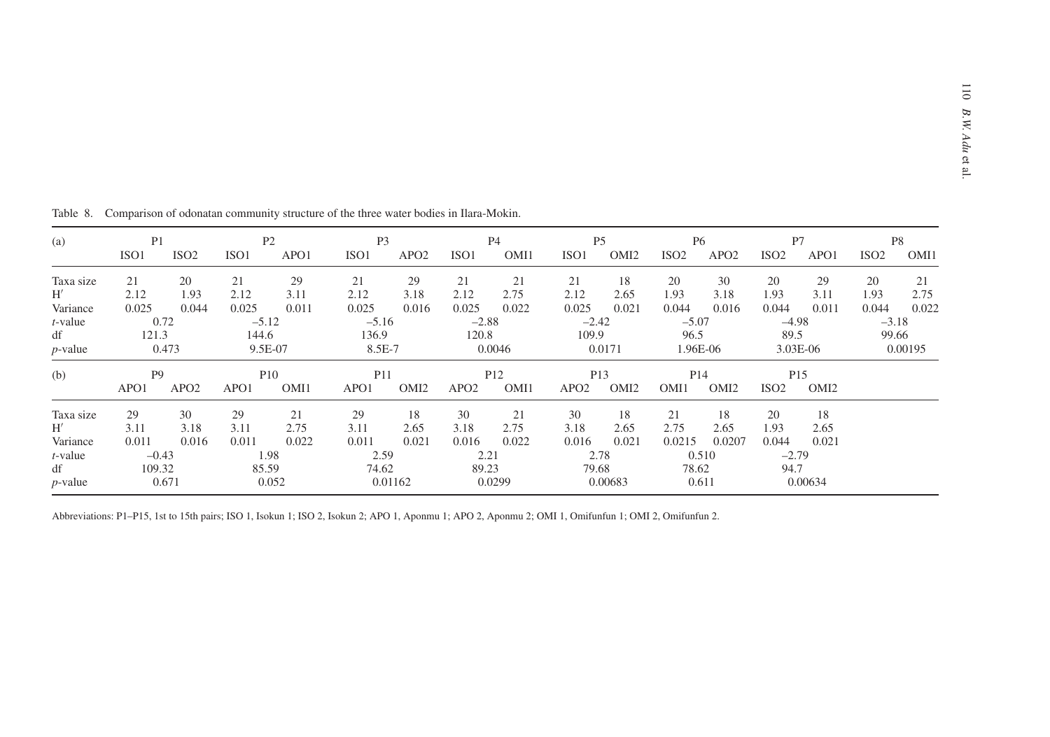Table 8. Comparison of odonatan community structure of the three water bodies in Ilara-Mokin.

| (a) | P1 | | P2 | | P3 | | P4 | | P5 | | P6 | | P7 | | P8 | |
|---|---|---|---|---|---|---|---|---|---|---|---|---|---|---|---|---|
| | ISO1 | ISO2 | ISO1 | APO1 | ISO1 | APO2 | ISO1 | OMI1 | ISO1 | OMI2 | ISO2 | APO2 | ISO2 | APO1 | ISO2 | OMI1 |
| Taxa size | 21 | 20 | 21 | 29 | 21 | 29 | 21 | 21 | 21 | 18 | 20 | 30 | 20 | 29 | 20 | 21 |
| H′ | 2.12 | 1.93 | 2.12 | 3.11 | 2.12 | 3.18 | 2.12 | 2.75 | 2.12 | 2.65 | 1.93 | 3.18 | 1.93 | 3.11 | 1.93 | 2.75 |
| Variance | 0.025 | 0.044 | 0.025 | 0.011 | 0.025 | 0.016 | 0.025 | 0.022 | 0.025 | 0.021 | 0.044 | 0.016 | 0.044 | 0.011 | 0.044 | 0.022 |
| *t*-value | 0.72 | | –5.12 | | –5.16 | | –2.88 | | –2.42 | | –5.07 | | –4.98 | | –3.18 | |
| df | 121.3 | | 144.6 | | 136.9 | | 120.8 | | 109.9 | | 96.5 | | 89.5 | | 99.66 | |
| *p*-value | 0.473 | | 9.5E-07 | | 8.5E-7 | | 0.0046 | | 0.0171 | | 1.96E-06 | | 3.03E-06 | | 0.00195 | |

| (b) | P9 | | P10 | | P11 | | P12 | | P13 | | P14 | | P15 | |
|---|---|---|---|---|---|---|---|---|---|---|---|---|---|---|
| | APO1 | APO2 | APO1 | OMI1 | APO1 | OMI2 | APO2 | OMI1 | APO2 | OMI2 | OMI1 | OMI2 | ISO2 | OMI2 |
| Taxa size | 29 | 30 | 29 | 21 | 29 | 18 | 30 | 21 | 30 | 18 | 21 | 18 | 20 | 18 |
| H′ | 3.11 | 3.18 | 3.11 | 2.75 | 3.11 | 2.65 | 3.18 | 2.75 | 3.18 | 2.65 | 2.75 | 2.65 | 1.93 | 2.65 |
| Variance | 0.011 | 0.016 | 0.011 | 0.022 | 0.011 | 0.021 | 0.016 | 0.022 | 0.016 | 0.021 | 0.0215 | 0.0207 | 0.044 | 0.021 |
| *t*-value | –0.43 | | 1.98 | | 2.59 | | 2.21 | | 2.78 | | 0.510 | | –2.79 | |
| df | 109.32 | | 85.59 | | 74.62 | | 89.23 | | 79.68 | | 78.62 | | 94.7 | |
| *p*-value | 0.671 | | 0.052 | | 0.01162 | | 0.0299 | | 0.00683 | | 0.611 | | 0.00634 | |

Abbreviations: P1–P15, 1st to 15th pairs; ISO 1, Isokun 1; ISO 2, Isokun 2; APO 1, Aponmu 1; APO 2, Aponmu 2; OMI 1, Omifunfun 1; OMI 2, Omifunfun 2.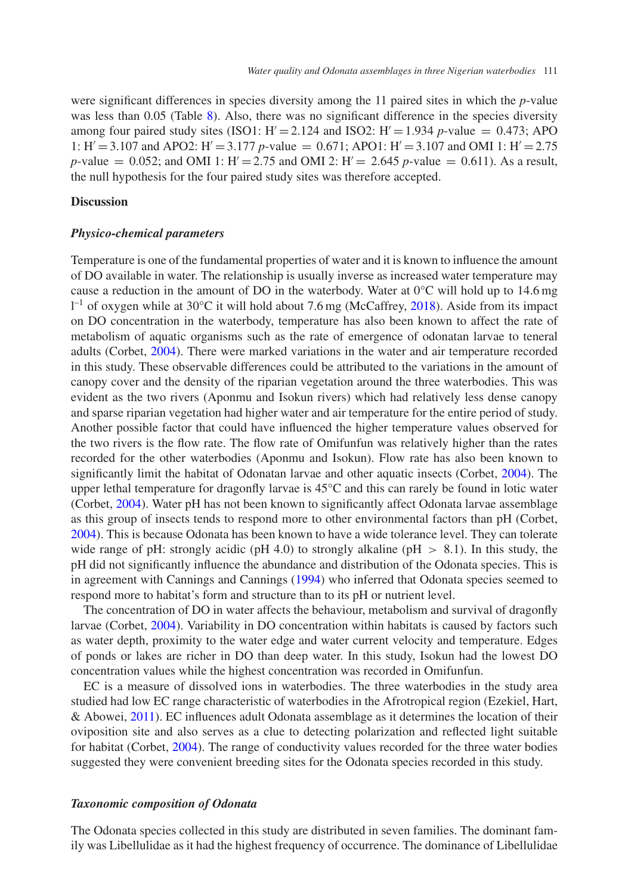were significant differences in species diversity among the 11 paired sites in which the *p*-value was less than 0.05 (Table 8). Also, there was no significant difference in the species diversity among four paired study sites (ISO1: $H' = 2.124$ and ISO2: $H' = 1.934$ *p*-value $= 0.473$; APO 1: $H' = 3.107$ and APO2: $H' = 3.177$ *p*-value $= 0.671$; APO1: $H' = 3.107$ and OMI 1: $H' = 2.75$ *p*-value $= 0.052$; and OMI 1: $H' = 2.75$ and OMI 2: $H' = 2.645$ *p*-value $= 0.611$). As a result, the null hypothesis for the four paired study sites was therefore accepted.

## Discussion

### *Physico-chemical parameters*

Temperature is one of the fundamental properties of water and it is known to influence the amount of DO available in water. The relationship is usually inverse as increased water temperature may cause a reduction in the amount of DO in the waterbody. Water at 0°C will hold up to 14.6 mg $l^{-1}$ of oxygen while at 30°C it will hold about 7.6 mg (McCaffrey, 2018). Aside from its impact on DO concentration in the waterbody, temperature has also been known to affect the rate of metabolism of aquatic organisms such as the rate of emergence of odonatan larvae to teneral adults (Corbet, 2004). There were marked variations in the water and air temperature recorded in this study. These observable differences could be attributed to the variations in the amount of canopy cover and the density of the riparian vegetation around the three waterbodies. This was evident as the two rivers (Aponmu and Isokun rivers) which had relatively less dense canopy and sparse riparian vegetation had higher water and air temperature for the entire period of study. Another possible factor that could have influenced the higher temperature values observed for the two rivers is the flow rate. The flow rate of Omifunfun was relatively higher than the rates recorded for the other waterbodies (Aponmu and Isokun). Flow rate has also been known to significantly limit the habitat of Odonatan larvae and other aquatic insects (Corbet, 2004). The upper lethal temperature for dragonfly larvae is 45°C and this can rarely be found in lotic water (Corbet, 2004). Water pH has not been known to significantly affect Odonata larvae assemblage as this group of insects tends to respond more to other environmental factors than pH (Corbet, 2004). This is because Odonata has been known to have a wide tolerance level. They can tolerate wide range of pH: strongly acidic (pH 4.0) to strongly alkaline (pH $> 8.1$). In this study, the pH did not significantly influence the abundance and distribution of the Odonata species. This is in agreement with Cannings and Cannings (1994) who inferred that Odonata species seemed to respond more to habitat's form and structure than to its pH or nutrient level.

The concentration of DO in water affects the behaviour, metabolism and survival of dragonfly larvae (Corbet, 2004). Variability in DO concentration within habitats is caused by factors such as water depth, proximity to the water edge and water current velocity and temperature. Edges of ponds or lakes are richer in DO than deep water. In this study, Isokun had the lowest DO concentration values while the highest concentration was recorded in Omifunfun.

EC is a measure of dissolved ions in waterbodies. The three waterbodies in the study area studied had low EC range characteristic of waterbodies in the Afrotropical region (Ezekiel, Hart, & Abowei, 2011). EC influences adult Odonata assemblage as it determines the location of their oviposition site and also serves as a clue to detecting polarization and reflected light suitable for habitat (Corbet, 2004). The range of conductivity values recorded for the three water bodies suggested they were convenient breeding sites for the Odonata species recorded in this study.

### *Taxonomic composition of Odonata*

The Odonata species collected in this study are distributed in seven families. The dominant family was Libellulidae as it had the highest frequency of occurrence. The dominance of Libellulidae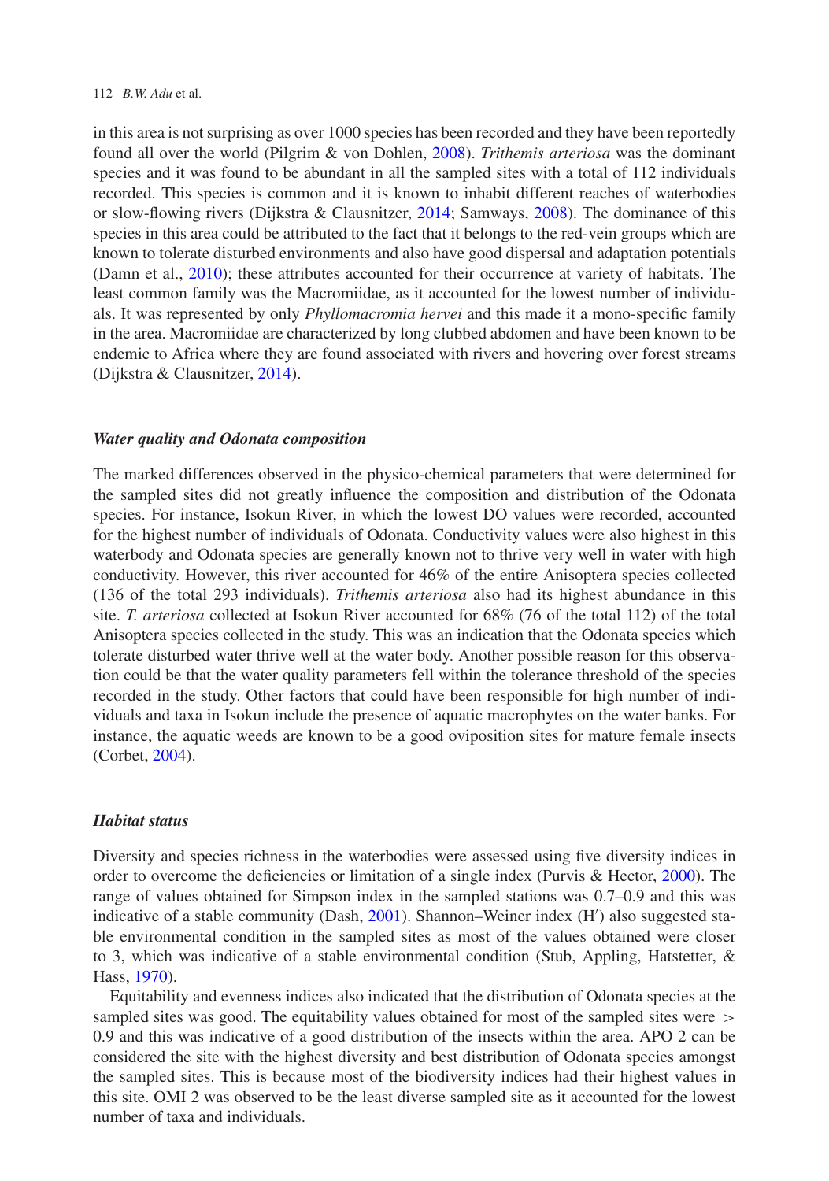in this area is not surprising as over 1000 species has been recorded and they have been reportedly found all over the world (Pilgrim & von Dohlen, 2008). *Trithemis arteriosa* was the dominant species and it was found to be abundant in all the sampled sites with a total of 112 individuals recorded. This species is common and it is known to inhabit different reaches of waterbodies or slow-flowing rivers (Dijkstra & Clausnitzer, 2014; Samways, 2008). The dominance of this species in this area could be attributed to the fact that it belongs to the red-vein groups which are known to tolerate disturbed environments and also have good dispersal and adaptation potentials (Damn et al., 2010); these attributes accounted for their occurrence at variety of habitats. The least common family was the Macromiidae, as it accounted for the lowest number of individuals. It was represented by only *Phyllomacromia hervei* and this made it a mono-specific family in the area. Macromiidae are characterized by long clubbed abdomen and have been known to be endemic to Africa where they are found associated with rivers and hovering over forest streams (Dijkstra & Clausnitzer, 2014).

### *Water quality and Odonata composition*

The marked differences observed in the physico-chemical parameters that were determined for the sampled sites did not greatly influence the composition and distribution of the Odonata species. For instance, Isokun River, in which the lowest DO values were recorded, accounted for the highest number of individuals of Odonata. Conductivity values were also highest in this waterbody and Odonata species are generally known not to thrive very well in water with high conductivity. However, this river accounted for 46% of the entire Anisoptera species collected (136 of the total 293 individuals). *Trithemis arteriosa* also had its highest abundance in this site. *T. arteriosa* collected at Isokun River accounted for 68% (76 of the total 112) of the total Anisoptera species collected in the study. This was an indication that the Odonata species which tolerate disturbed water thrive well at the water body. Another possible reason for this observation could be that the water quality parameters fell within the tolerance threshold of the species recorded in the study. Other factors that could have been responsible for high number of individuals and taxa in Isokun include the presence of aquatic macrophytes on the water banks. For instance, the aquatic weeds are known to be a good oviposition sites for mature female insects (Corbet, 2004).

### *Habitat status*

Diversity and species richness in the waterbodies were assessed using five diversity indices in order to overcome the deficiencies or limitation of a single index (Purvis & Hector, 2000). The range of values obtained for Simpson index in the sampled stations was 0.7–0.9 and this was indicative of a stable community (Dash, 2001). Shannon–Weiner index (H′) also suggested stable environmental condition in the sampled sites as most of the values obtained were closer to 3, which was indicative of a stable environmental condition (Stub, Appling, Hatstetter, & Hass, 1970).

Equitability and evenness indices also indicated that the distribution of Odonata species at the sampled sites was good. The equitability values obtained for most of the sampled sites were $>$ 0.9 and this was indicative of a good distribution of the insects within the area. APO 2 can be considered the site with the highest diversity and best distribution of Odonata species amongst the sampled sites. This is because most of the biodiversity indices had their highest values in this site. OMI 2 was observed to be the least diverse sampled site as it accounted for the lowest number of taxa and individuals.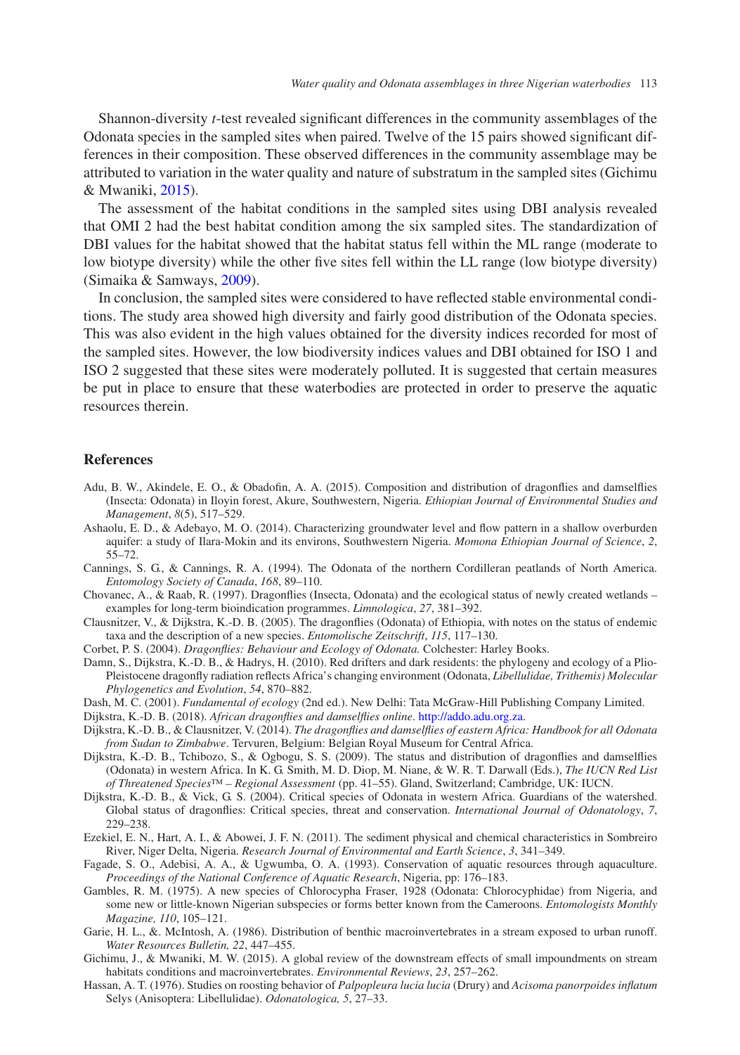Shannon-diversity *t*-test revealed significant differences in the community assemblages of the Odonata species in the sampled sites when paired. Twelve of the 15 pairs showed significant differences in their composition. These observed differences in the community assemblage may be attributed to variation in the water quality and nature of substratum in the sampled sites (Gichimu & Mwaniki, 2015).

The assessment of the habitat conditions in the sampled sites using DBI analysis revealed that OMI 2 had the best habitat condition among the six sampled sites. The standardization of DBI values for the habitat showed that the habitat status fell within the ML range (moderate to low biotype diversity) while the other five sites fell within the LL range (low biotype diversity) (Simaika & Samways, 2009).

In conclusion, the sampled sites were considered to have reflected stable environmental conditions. The study area showed high diversity and fairly good distribution of the Odonata species. This was also evident in the high values obtained for the diversity indices recorded for most of the sampled sites. However, the low biodiversity indices values and DBI obtained for ISO 1 and ISO 2 suggested that these sites were moderately polluted. It is suggested that certain measures be put in place to ensure that these waterbodies are protected in order to preserve the aquatic resources therein.

## References

Adu, B. W., Akindele, E. O., & Obadofin, A. A. (2015). Composition and distribution of dragonflies and damselflies (Insecta: Odonata) in Iloyin forest, Akure, Southwestern, Nigeria. *Ethiopian Journal of Environmental Studies and Management*, *8*(5), 517–529.

Ashaolu, E. D., & Adebayo, M. O. (2014). Characterizing groundwater level and flow pattern in a shallow overburden aquifer: a study of Ilara-Mokin and its environs, Southwestern Nigeria. *Momona Ethiopian Journal of Science*, *2*, 55–72.

Cannings, S. G., & Cannings, R. A. (1994). The Odonata of the northern Cordilleran peatlands of North America. *Entomology Society of Canada*, *168*, 89–110.

Chovanec, A., & Raab, R. (1997). Dragonflies (Insecta, Odonata) and the ecological status of newly created wetlands – examples for long-term bioindication programmes. *Limnologica*, *27*, 381–392.

Clausnitzer, V., & Dijkstra, K.-D. B. (2005). The dragonflies (Odonata) of Ethiopia, with notes on the status of endemic taxa and the description of a new species. *Entomolische Zeitschrift*, *115*, 117–130.

Corbet, P. S. (2004). *Dragonflies: Behaviour and Ecology of Odonata.* Colchester: Harley Books.

Damn, S., Dijkstra, K.-D. B., & Hadrys, H. (2010). Red drifters and dark residents: the phylogeny and ecology of a Plio-Pleistocene dragonfly radiation reflects Africa's changing environment (Odonata, *Libellulidae, Trithemis) Molecular Phylogenetics and Evolution*, *54*, 870–882.

Dash, M. C. (2001). *Fundamental of ecology* (2nd ed.). New Delhi: Tata McGraw-Hill Publishing Company Limited.

Dijkstra, K.-D. B. (2018). *African dragonflies and damselflies online*. http://addo.adu.org.za.

Dijkstra, K.-D. B., & Clausnitzer, V. (2014). *The dragonflies and damselflies of eastern Africa: Handbook for all Odonata from Sudan to Zimbabwe*. Tervuren, Belgium: Belgian Royal Museum for Central Africa.

Dijkstra, K.-D. B., Tchibozo, S., & Ogbogu, S. S. (2009). The status and distribution of dragonflies and damselflies (Odonata) in western Africa. In K. G. Smith, M. D. Diop, M. Niane, & W. R. T. Darwall (Eds.), *The IUCN Red List of Threatened Species™ – Regional Assessment* (pp. 41–55). Gland, Switzerland; Cambridge, UK: IUCN.

Dijkstra, K.-D. B., & Vick, G. S. (2004). Critical species of Odonata in western Africa. Guardians of the watershed. Global status of dragonflies: Critical species, threat and conservation. *International Journal of Odonatology*, *7*, 229–238.

Ezekiel, E. N., Hart, A. I., & Abowei, J. F. N. (2011). The sediment physical and chemical characteristics in Sombreiro River, Niger Delta, Nigeria. *Research Journal of Environmental and Earth Science*, *3*, 341–349.

Fagade, S. O., Adebisi, A. A., & Ugwumba, O. A. (1993). Conservation of aquatic resources through aquaculture. *Proceedings of the National Conference of Aquatic Research*, Nigeria, pp: 176–183.

Gambles, R. M. (1975). A new species of Chlorocypha Fraser, 1928 (Odonata: Chlorocyphidae) from Nigeria, and some new or little-known Nigerian subspecies or forms better known from the Cameroons. *Entomologists Monthly Magazine, 110*, 105–121.

Garie, H. L., &. McIntosh, A. (1986). Distribution of benthic macroinvertebrates in a stream exposed to urban runoff. *Water Resources Bulletin, 22*, 447–455.

Gichimu, J., & Mwaniki, M. W. (2015). A global review of the downstream effects of small impoundments on stream habitats conditions and macroinvertebrates. *Environmental Reviews*, *23*, 257–262.

Hassan, A. T. (1976). Studies on roosting behavior of *Palpopleura lucia lucia* (Drury) and *Acisoma panorpoides inflatum* Selys (Anisoptera: Libellulidae). *Odonatologica, 5*, 27–33.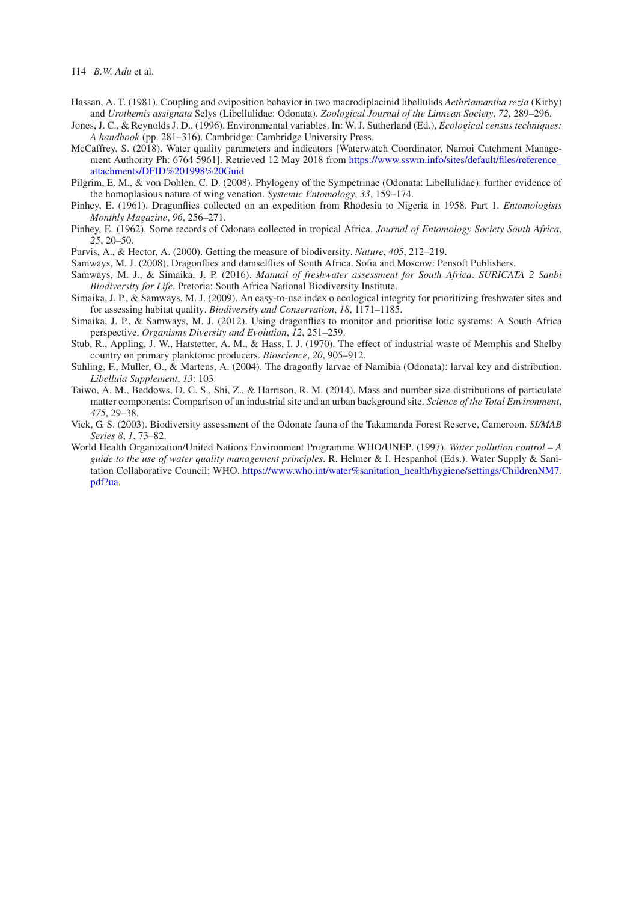Hassan, A. T. (1981). Coupling and oviposition behavior in two macrodiplacinid libellulids *Aethriamantha rezia* (Kirby) and *Urothemis assignata* Selys (Libellulidae: Odonata). *Zoological Journal of the Linnean Society*, *72*, 289–296.

Jones, J. C., & Reynolds J. D., (1996). Environmental variables. In: W. J. Sutherland (Ed.), *Ecological census techniques: A handbook* (pp. 281–316). Cambridge: Cambridge University Press.

McCaffrey, S. (2018). Water quality parameters and indicators [Waterwatch Coordinator, Namoi Catchment Management Authority Ph: 6764 5961]. Retrieved 12 May 2018 from https://www.sswm.info/sites/default/files/reference_attachments/DFID%201998%20Guid

Pilgrim, E. M., & von Dohlen, C. D. (2008). Phylogeny of the Sympetrinae (Odonata: Libellulidae): further evidence of the homoplasious nature of wing venation. *Systemic Entomology*, *33*, 159–174.

Pinhey, E. (1961). Dragonflies collected on an expedition from Rhodesia to Nigeria in 1958. Part 1. *Entomologists Monthly Magazine*, *96*, 256–271.

Pinhey, E. (1962). Some records of Odonata collected in tropical Africa. *Journal of Entomology Society South Africa*, *25*, 20–50.

Purvis, A., & Hector, A. (2000). Getting the measure of biodiversity. *Nature*, *405*, 212–219.

Samways, M. J. (2008). Dragonflies and damselflies of South Africa. Sofia and Moscow: Pensoft Publishers.

Samways, M. J., & Simaika, J. P. (2016). *Manual of freshwater assessment for South Africa*. *SURICATA 2 Sanbi Biodiversity for Life*. Pretoria: South Africa National Biodiversity Institute.

Simaika, J. P., & Samways, M. J. (2009). An easy-to-use index o ecological integrity for prioritizing freshwater sites and for assessing habitat quality. *Biodiversity and Conservation*, *18*, 1171–1185.

Simaika, J. P., & Samways, M. J. (2012). Using dragonflies to monitor and prioritise lotic systems: A South Africa perspective. *Organisms Diversity and Evolution*, *12*, 251–259.

Stub, R., Appling, J. W., Hatstetter, A. M., & Hass, I. J. (1970). The effect of industrial waste of Memphis and Shelby country on primary planktonic producers. *Bioscience*, *20*, 905–912.

Suhling, F., Muller, O., & Martens, A. (2004). The dragonfly larvae of Namibia (Odonata): larval key and distribution. *Libellula Supplement*, *13*: 103.

Taiwo, A. M., Beddows, D. C. S., Shi, Z., & Harrison, R. M. (2014). Mass and number size distributions of particulate matter components: Comparison of an industrial site and an urban background site. *Science of the Total Environment*, *475*, 29–38.

Vick, G. S. (2003). Biodiversity assessment of the Odonate fauna of the Takamanda Forest Reserve, Cameroon. *SI/MAB Series 8*, *1*, 73–82.

World Health Organization/United Nations Environment Programme WHO/UNEP. (1997). *Water pollution control – A guide to the use of water quality management principles*. R. Helmer & I. Hespanhol (Eds.). Water Supply & Sanitation Collaborative Council; WHO. https://www.who.int/water%sanitation_health/hygiene/settings/ChildrenNM7.pdf?ua.